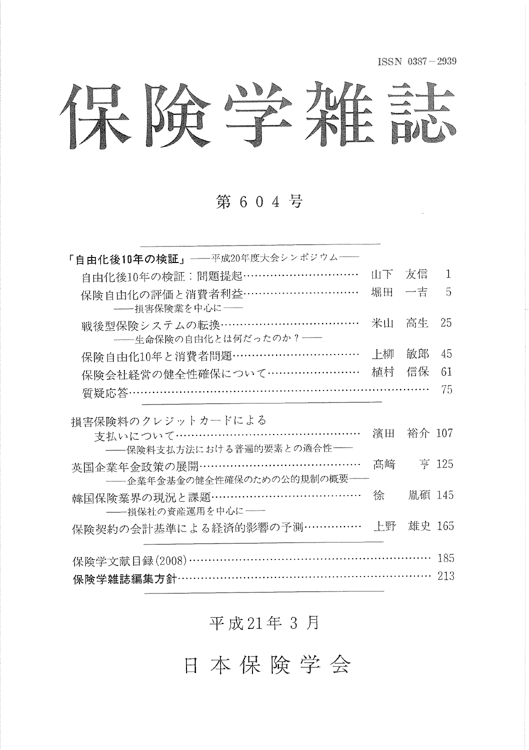ISSN 0387－2939

# 保険学雑誌

## 第６０４号

**「自由化後10年の検証」**——平成20年度大会シンポジウム——

- 自由化後10年の検証：問題提起…………………………… 山下　友信　1
- 保険自由化の評価と消費者利益…………………………… 堀田　一吉　5
  ——損害保険業を中心に——
- 戦後型保険システムの転換………………………………… 米山　高生　25
  ——生命保険の自由化とは何だったのか？——
- 保険自由化10年と消費者問題……………………………… 上柳　敏郎　45
- 保険会社経営の健全性確保について……………………… 植村　信保　61
- 質疑応答………………………………………………………………………… 75

---

- 損害保険料のクレジットカードによる支払いについて…………………………………………… 濱田　裕介 107
  ——保険料支払方法における普遍的要素との適合性——
- 英国企業年金政策の展開…………………………………… 髙﨑　亨 125
  ——企業年金基金の健全性確保のための公的規制の概要——
- 韓国保険業界の現況と課題………………………………… 徐　胤碩 145
  ——損保社の資産運用を中心に——
- 保険契約の会計基準による経済的影響の予測…………… 上野　雄史 165

---

- 保険学文献目録(2008)………………………………………………………… 185
- **保険学雑誌編集方針**……………………………………………………………… 213

平成21年３月

日本保険学会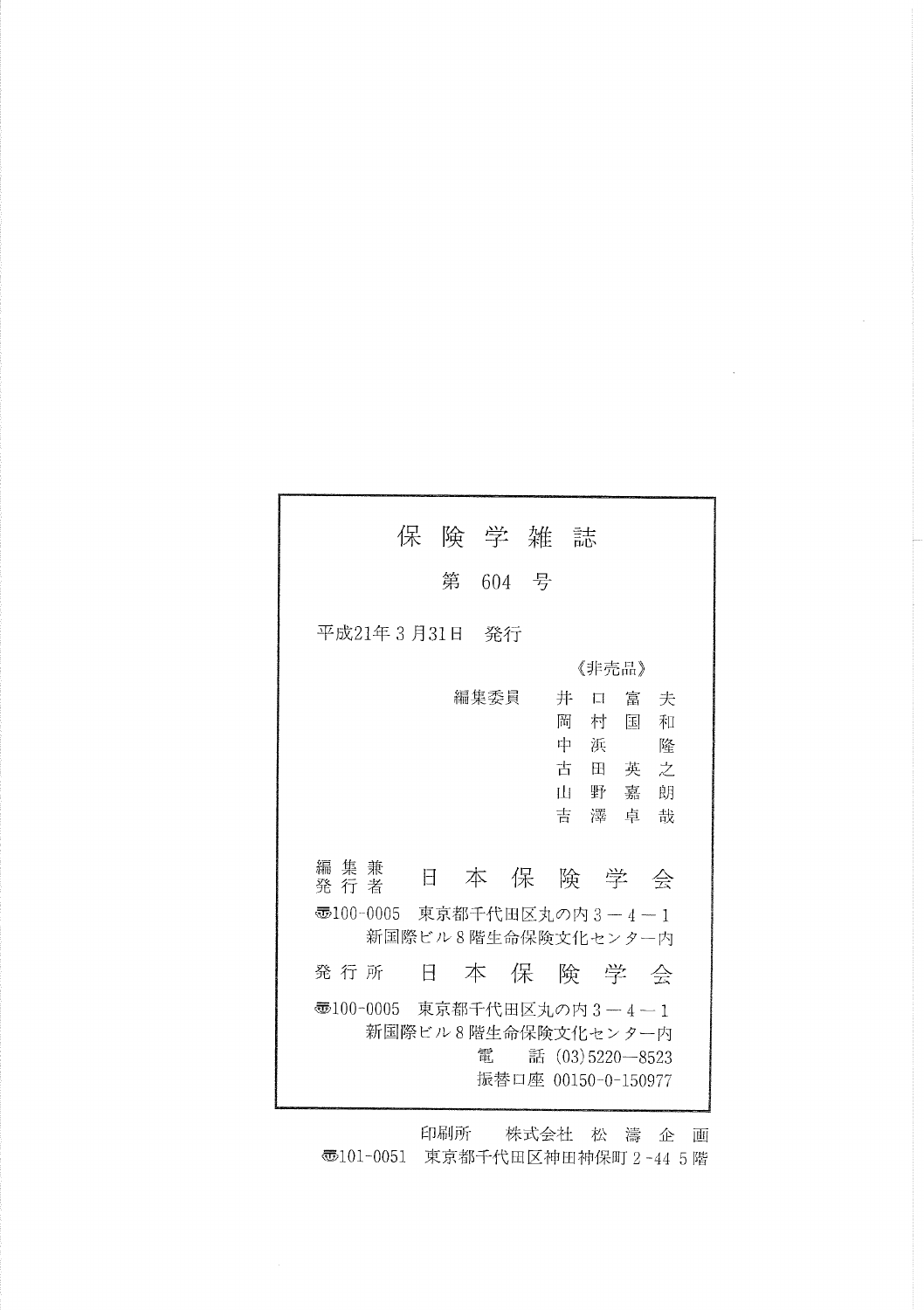# 保険学雑誌

## 第 604 号

平成21年3月31日　発行

《非売品》

編集委員　井口富夫
　　　　　岡村国和
　　　　　中浜　隆
　　　　　古田英之
　　　　　山野嘉朗
　　　　　吉澤卓哉

編集兼発行者　日本保険学会

〒100-0005　東京都千代田区丸の内3－4－1
新国際ビル8階生命保険文化センター内

発行所　日本保険学会

〒100-0005　東京都千代田区丸の内3－4－1
新国際ビル8階生命保険文化センター内
電　話（03）5220－8523
振替口座 00150-0-150977

印刷所　株式会社 松濤企画
〒101-0051　東京都千代田区神田神保町2-44 5階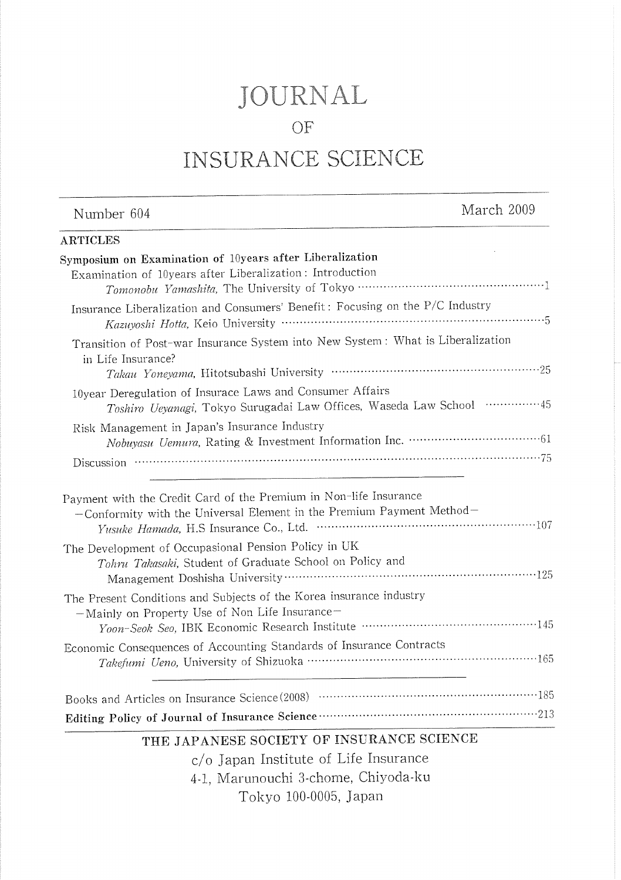# JOURNAL

## OF

# INSURANCE SCIENCE

Number 604 March 2009

**ARTICLES**

**Symposium on Examination of 10years after Liberalization**

Examination of 10years after Liberalization : Introduction
*Tomonobu Yamashita,* The University of Tokyo ··· 1

Insurance Liberalization and Consumers' Benefit : Focusing on the P/C Industry
*Kazuyoshi Hotta,* Keio University ··· 5

Transition of Post-war Insurance System into New System : What is Liberalization in Life Insurance?
*Takau Yoneyama,* Hitotsubashi University ··· 25

10year Deregulation of Insurace Laws and Consumer Affairs
*Toshiro Ueyanagi,* Tokyo Surugadai Law Offices, Waseda Law School ··· 45

Risk Management in Japan's Insurance Industry
*Nobuyasu Uemura,* Rating & Investment Information Inc. ··· 61

Discussion ··· 75

---

Payment with the Credit Card of the Premium in Non-life Insurance
−Conformity with the Universal Element in the Premium Payment Method−
*Yusuke Hamada,* H.S Insurance Co., Ltd. ··· 107

The Development of Occupasional Pension Policy in UK
*Tohru Takasaki,* Student of Graduate School on Policy and Management Doshisha University ··· 125

The Present Conditions and Subjects of the Korea insurance industry
−Mainly on Property Use of Non Life Insurance−
*Yoon-Seok Seo,* IBK Economic Research Institute ··· 145

Economic Consequences of Accounting Standards of Insurance Contracts
*Takefumi Ueno,* University of Shizuoka ··· 165

---

Books and Articles on Insurance Science (2008) ··· 185

**Editing Policy of Journal of Insurance Science** ··· 213

**THE JAPANESE SOCIETY OF INSURANCE SCIENCE**

c/o Japan Institute of Life Insurance
4-1, Marunouchi 3-chome, Chiyoda-ku
Tokyo 100-0005, Japan